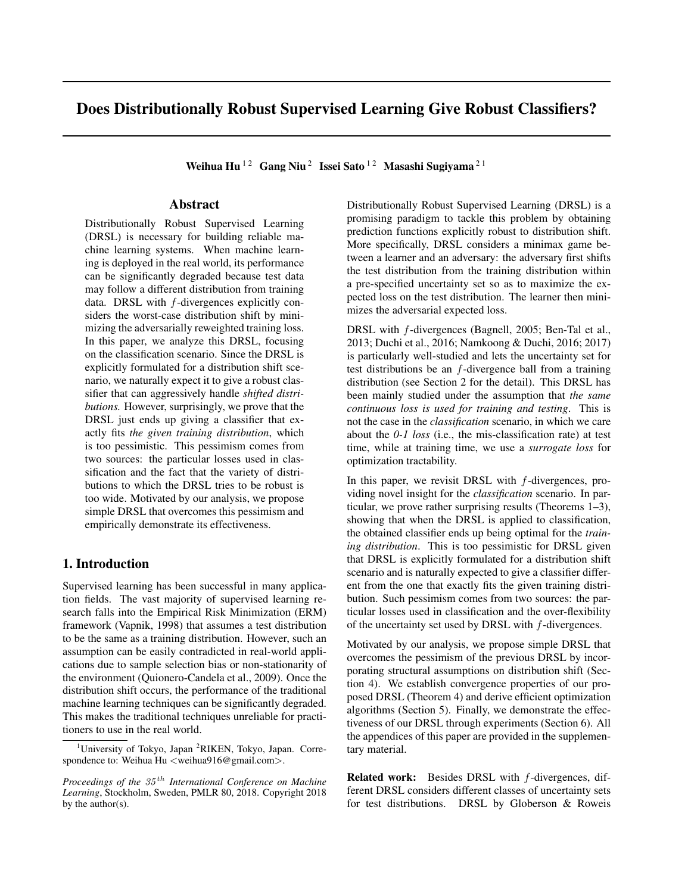# Does Distributionally Robust Supervised Learning Give Robust Classifiers?

**Weihua Hu** [1,2] **Gang Niu** [2] **Issei Sato** [1,2] **Masashi Sugiyama** [2,1]

## Abstract

Distributionally Robust Supervised Learning (DRSL) is necessary for building reliable machine learning systems. When machine learning is deployed in the real world, its performance can be significantly degraded because test data may follow a different distribution from training data. DRSL with $f$-divergences explicitly considers the worst-case distribution shift by minimizing the adversarially reweighted training loss. In this paper, we analyze this DRSL, focusing on the classification scenario. Since the DRSL is explicitly formulated for a distribution shift scenario, we naturally expect it to give a robust classifier that can aggressively handle *shifted distributions.* However, surprisingly, we prove that the DRSL just ends up giving a classifier that exactly fits *the given training distribution*, which is too pessimistic. This pessimism comes from two sources: the particular losses used in classification and the fact that the variety of distributions to which the DRSL tries to be robust is too wide. Motivated by our analysis, we propose simple DRSL that overcomes this pessimism and empirically demonstrate its effectiveness.

## 1. Introduction

Supervised learning has been successful in many application fields. The vast majority of supervised learning research falls into the Empirical Risk Minimization (ERM) framework (Vapnik, 1998) that assumes a test distribution to be the same as a training distribution. However, such an assumption can be easily contradicted in real-world applications due to sample selection bias or non-stationarity of the environment (Quionero-Candela et al., 2009). Once the distribution shift occurs, the performance of the traditional machine learning techniques can be significantly degraded. This makes the traditional techniques unreliable for practitioners to use in the real world.

Distributionally Robust Supervised Learning (DRSL) is a promising paradigm to tackle this problem by obtaining prediction functions explicitly robust to distribution shift. More specifically, DRSL considers a minimax game between a learner and an adversary: the adversary first shifts the test distribution from the training distribution within a pre-specified uncertainty set so as to maximize the expected loss on the test distribution. The learner then minimizes the adversarial expected loss.

DRSL with $f$-divergences (Bagnell, 2005; Ben-Tal et al., 2013; Duchi et al., 2016; Namkoong & Duchi, 2016; 2017) is particularly well-studied and lets the uncertainty set for test distributions be an $f$-divergence ball from a training distribution (see Section 2 for the detail). This DRSL has been mainly studied under the assumption that *the same continuous loss is used for training and testing*. This is not the case in the *classification* scenario, in which we care about the *0-1 loss* (i.e., the mis-classification rate) at test time, while at training time, we use a *surrogate loss* for optimization tractability.

In this paper, we revisit DRSL with $f$-divergences, providing novel insight for the *classification* scenario. In particular, we prove rather surprising results (Theorems 1–3), showing that when the DRSL is applied to classification, the obtained classifier ends up being optimal for the *training distribution*. This is too pessimistic for DRSL given that DRSL is explicitly formulated for a distribution shift scenario and is naturally expected to give a classifier different from the one that exactly fits the given training distribution. Such pessimism comes from two sources: the particular losses used in classification and the over-flexibility of the uncertainty set used by DRSL with $f$-divergences.

Motivated by our analysis, we propose simple DRSL that overcomes the pessimism of the previous DRSL by incorporating structural assumptions on distribution shift (Section 4). We establish convergence properties of our proposed DRSL (Theorem 4) and derive efficient optimization algorithms (Section 5). Finally, we demonstrate the effectiveness of our DRSL through experiments (Section 6). All the appendices of this paper are provided in the supplementary material.

**Related work:** Besides DRSL with $f$-divergences, different DRSL considers different classes of uncertainty sets for test distributions. DRSL by Globerson & Roweis

[1]University of Tokyo, Japan [2]RIKEN, Tokyo, Japan. Correspondence to: Weihua Hu <weihua916@gmail.com>.

*Proceedings of the $35^{th}$ International Conference on Machine Learning*, Stockholm, Sweden, PMLR 80, 2018. Copyright 2018 by the author(s).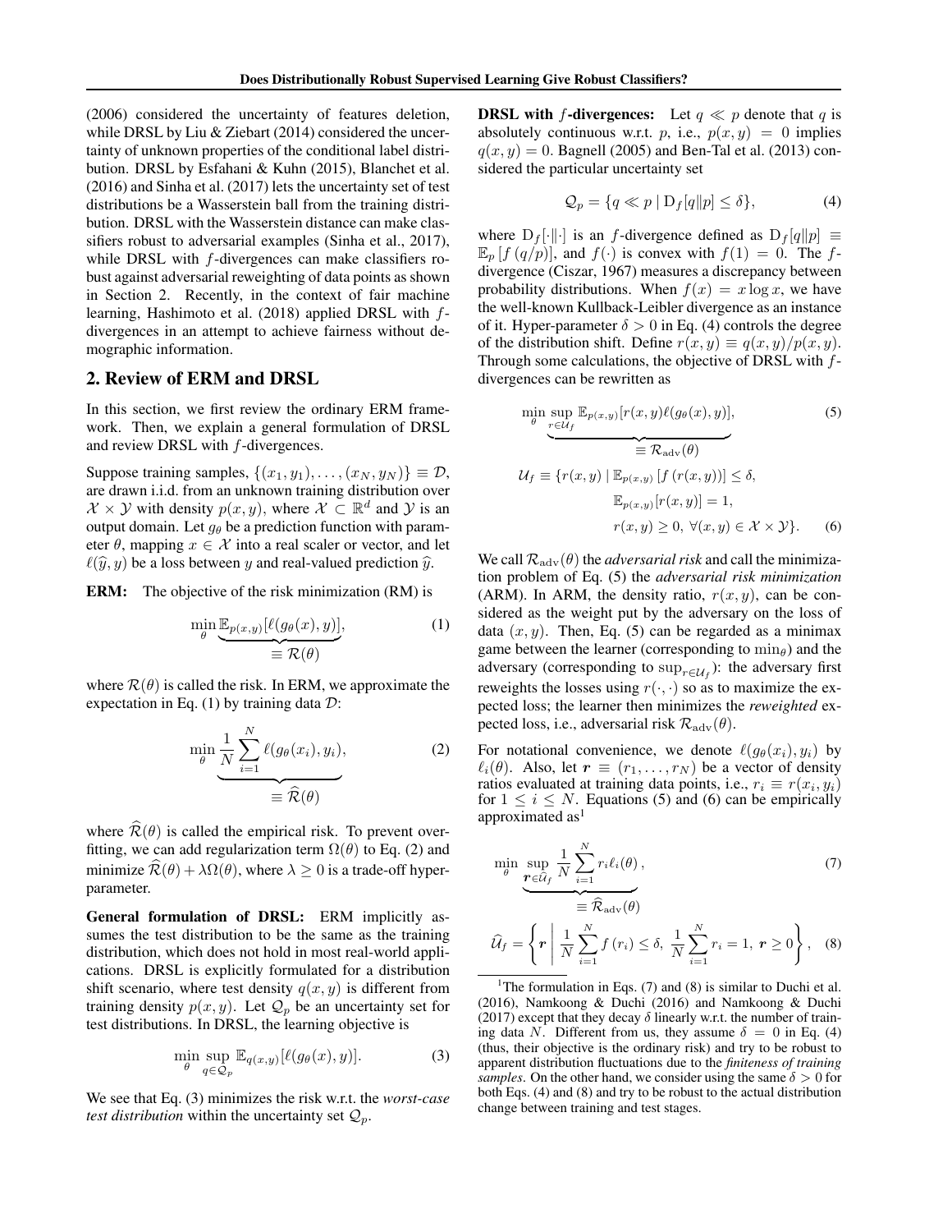(2006) considered the uncertainty of features deletion, while DRSL by Liu & Ziebart (2014) considered the uncertainty of unknown properties of the conditional label distribution. DRSL by Esfahani & Kuhn (2015), Blanchet et al. (2016) and Sinha et al. (2017) lets the uncertainty set of test distributions be a Wasserstein ball from the training distribution. DRSL with the Wasserstein distance can make classifiers robust to adversarial examples (Sinha et al., 2017), while DRSL with $f$-divergences can make classifiers robust against adversarial reweighting of data points as shown in Section 2. Recently, in the context of fair machine learning, Hashimoto et al. (2018) applied DRSL with $f$-divergences in an attempt to achieve fairness without demographic information.

## 2. Review of ERM and DRSL

In this section, we first review the ordinary ERM framework. Then, we explain a general formulation of DRSL and review DRSL with $f$-divergences.

Suppose training samples, $\{(x_1, y_1), \ldots, (x_N, y_N)\} \equiv \mathcal{D}$, are drawn i.i.d. from an unknown training distribution over $\mathcal{X} \times \mathcal{Y}$ with density $p(x, y)$, where $\mathcal{X} \subset \mathbb{R}^d$ and $\mathcal{Y}$ is an output domain. Let $g_\theta$ be a prediction function with parameter $\theta$, mapping $x \in \mathcal{X}$ into a real scaler or vector, and let $\ell(\widehat{y}, y)$ be a loss between $y$ and real-valued prediction $\widehat{y}$.

**ERM:** The objective of the risk minimization (RM) is

$$\min_{\theta} \underbrace{\mathbb{E}_{p(x,y)}[\ell(g_\theta(x), y)]}_{\equiv \mathcal{R}(\theta)}, \tag{1}$$

where $\mathcal{R}(\theta)$ is called the risk. In ERM, we approximate the expectation in Eq. (1) by training data $\mathcal{D}$:

$$\min_{\theta} \underbrace{\frac{1}{N} \sum_{i=1}^{N} \ell(g_\theta(x_i), y_i)}_{\equiv \widehat{\mathcal{R}}(\theta)}, \tag{2}$$

where $\widehat{\mathcal{R}}(\theta)$ is called the empirical risk. To prevent overfitting, we can add regularization term $\Omega(\theta)$ to Eq. (2) and minimize $\widehat{\mathcal{R}}(\theta) + \lambda \Omega(\theta)$, where $\lambda \geq 0$ is a trade-off hyper-parameter.

**General formulation of DRSL:** ERM implicitly assumes the test distribution to be the same as the training distribution, which does not hold in most real-world applications. DRSL is explicitly formulated for a distribution shift scenario, where test density $q(x, y)$ is different from training density $p(x, y)$. Let $\mathcal{Q}_p$ be an uncertainty set for test distributions. In DRSL, the learning objective is

$$\min_{\theta} \sup_{q \in \mathcal{Q}_p} \mathbb{E}_{q(x,y)}[\ell(g_\theta(x), y)]. \tag{3}$$

We see that Eq. (3) minimizes the risk w.r.t. the *worst-case test distribution* within the uncertainty set $\mathcal{Q}_p$.

**DRSL with $f$-divergences:** Let $q \ll p$ denote that $q$ is absolutely continuous w.r.t. $p$, i.e., $p(x, y) = 0$ implies $q(x, y) = 0$. Bagnell (2005) and Ben-Tal et al. (2013) considered the particular uncertainty set

$$\mathcal{Q}_p = \{q \ll p \mid \mathrm{D}_f[q \| p] \leq \delta\}, \tag{4}$$

where $\mathrm{D}_f[\cdot\|\cdot]$ is an $f$-divergence defined as $\mathrm{D}_f[q\|p] \equiv \mathbb{E}_p[f(q/p)]$, and $f(\cdot)$ is convex with $f(1) = 0$. The $f$-divergence (Ciszar, 1967) measures a discrepancy between probability distributions. When $f(x) = x \log x$, we have the well-known Kullback-Leibler divergence as an instance of it. Hyper-parameter $\delta > 0$ in Eq. (4) controls the degree of the distribution shift. Define $r(x, y) \equiv q(x, y)/p(x, y)$. Through some calculations, the objective of DRSL with $f$-divergences can be rewritten as

$$\min_{\theta} \underbrace{\sup_{r \in \mathcal{U}_f} \mathbb{E}_{p(x,y)}[r(x, y)\ell(g_\theta(x), y)]}_{\equiv \mathcal{R}_{\mathrm{adv}}(\theta)}, \tag{5}$$

$$\begin{aligned} \mathcal{U}_f \equiv \{r(x, y) \mid\ & \mathbb{E}_{p(x,y)}[f(r(x, y))] \leq \delta, \\ & \mathbb{E}_{p(x,y)}[r(x, y)] = 1, \\ & r(x, y) \geq 0,\ \forall (x, y) \in \mathcal{X} \times \mathcal{Y}\}. \end{aligned} \tag{6}$$

We call $\mathcal{R}_{\mathrm{adv}}(\theta)$ the *adversarial risk* and call the minimization problem of Eq. (5) the *adversarial risk minimization* (ARM). In ARM, the density ratio, $r(x, y)$, can be considered as the weight put by the adversary on the loss of data $(x, y)$. Then, Eq. (5) can be regarded as a minimax game between the learner (corresponding to $\min_\theta$) and the adversary (corresponding to $\sup_{r \in \mathcal{U}_f}$): the adversary first reweights the losses using $r(\cdot, \cdot)$ so as to maximize the expected loss; the learner then minimizes the *reweighted* expected loss, i.e., adversarial risk $\mathcal{R}_{\mathrm{adv}}(\theta)$.

For notational convenience, we denote $\ell(g_\theta(x_i), y_i)$ by $\ell_i(\theta)$. Also, let $\boldsymbol{r} \equiv (r_1, \ldots, r_N)$ be a vector of density ratios evaluated at training data points, i.e., $r_i \equiv r(x_i, y_i)$ for $1 \leq i \leq N$. Equations (5) and (6) can be empirically approximated as[1]

$$\min_{\theta} \underbrace{\sup_{\boldsymbol{r} \in \widehat{\mathcal{U}}_f} \frac{1}{N} \sum_{i=1}^{N} r_i \ell_i(\theta)}_{\equiv \widehat{\mathcal{R}}_{\mathrm{adv}}(\theta)}, \tag{7}$$

$$\widehat{\mathcal{U}}_f = \left\{ \boldsymbol{r} \;\middle|\; \frac{1}{N} \sum_{i=1}^{N} f(r_i) \leq \delta,\ \frac{1}{N} \sum_{i=1}^{N} r_i = 1,\ \boldsymbol{r} \geq 0 \right\}, \tag{8}$$

[1] The formulation in Eqs. (7) and (8) is similar to Duchi et al. (2016), Namkoong & Duchi (2016) and Namkoong & Duchi (2017) except that they decay $\delta$ linearly w.r.t. the number of training data $N$. Different from us, they assume $\delta = 0$ in Eq. (4) (thus, their objective is the ordinary risk) and try to be robust to apparent distribution fluctuations due to the *finiteness of training samples*. On the other hand, we consider using the same $\delta > 0$ for both Eqs. (4) and (8) and try to be robust to the actual distribution change between training and test stages.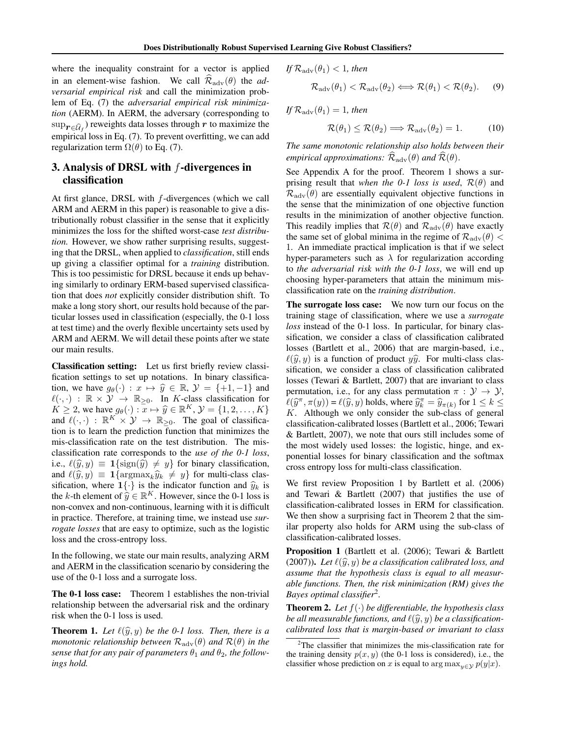where the inequality constraint for a vector is applied in an element-wise fashion. We call $\widehat{\mathcal{R}}_{\mathrm{adv}}(\theta)$ the *adversarial empirical risk* and call the minimization problem of Eq. (7) the *adversarial empirical risk minimization* (AERM). In AERM, the adversary (corresponding to $\sup_{\boldsymbol{r}\in\widehat{\mathcal{U}}_f}$) reweights data losses through $\boldsymbol{r}$ to maximize the empirical loss in Eq. (7). To prevent overfitting, we can add regularization term $\Omega(\theta)$ to Eq. (7).

## 3. Analysis of DRSL with $f$-divergences in classification

At first glance, DRSL with $f$-divergences (which we call ARM and AERM in this paper) is reasonable to give a distributionally robust classifier in the sense that it explicitly minimizes the loss for the shifted worst-case *test distribution.* However, we show rather surprising results, suggesting that the DRSL, when applied to *classification*, still ends up giving a classifier optimal for a *training* distribution. This is too pessimistic for DRSL because it ends up behaving similarly to ordinary ERM-based supervised classification that does *not* explicitly consider distribution shift. To make a long story short, our results hold because of the particular losses used in classification (especially, the 0-1 loss at test time) and the overly flexible uncertainty sets used by ARM and AERM. We will detail these points after we state our main results.

**Classification setting:** Let us first briefly review classification settings to set up notations. In binary classification, we have $g_\theta(\cdot) : x \mapsto \widehat{y} \in \mathbb{R}$, $\mathcal{Y} = \{+1, -1\}$ and $\ell(\cdot,\cdot) : \mathbb{R} \times \mathcal{Y} \to \mathbb{R}_{\geq 0}$. In $K$-class classification for $K \geq 2$, we have $g_\theta(\cdot) : x \mapsto \widehat{y} \in \mathbb{R}^K$, $\mathcal{Y} = \{1, 2, \ldots, K\}$ and $\ell(\cdot,\cdot) : \mathbb{R}^K \times \mathcal{Y} \to \mathbb{R}_{\geq 0}$. The goal of classification is to learn the prediction function that minimizes the mis-classification rate on the test distribution. The mis-classification rate corresponds to the *use of the 0-1 loss*, i.e., $\ell(\widehat{y}, y) \equiv \mathbf{1}\{\mathrm{sign}(\widehat{y}) \neq y\}$ for binary classification, and $\ell(\widehat{y}, y) \equiv \mathbf{1}\{\mathrm{argmax}_k \widehat{y}_k \neq y\}$ for multi-class classification, where $\mathbf{1}\{\cdot\}$ is the indicator function and $\widehat{y}_k$ is the $k$-th element of $\widehat{y} \in \mathbb{R}^K$. However, since the 0-1 loss is non-convex and non-continuous, learning with it is difficult in practice. Therefore, at training time, we instead use *surrogate losses* that are easy to optimize, such as the logistic loss and the cross-entropy loss.

In the following, we state our main results, analyzing ARM and AERM in the classification scenario by considering the use of the 0-1 loss and a surrogate loss.

**The 0-1 loss case:** Theorem 1 establishes the non-trivial relationship between the adversarial risk and the ordinary risk when the 0-1 loss is used.

**Theorem 1.** *Let $\ell(\widehat{y}, y)$ be the 0-1 loss. Then, there is a monotonic relationship between $\mathcal{R}_{\mathrm{adv}}(\theta)$ and $\mathcal{R}(\theta)$ in the sense that for any pair of parameters $\theta_1$ and $\theta_2$, the followings hold.*

*If $\mathcal{R}_{\mathrm{adv}}(\theta_1) < 1$, then*

$$\mathcal{R}_{\mathrm{adv}}(\theta_1) < \mathcal{R}_{\mathrm{adv}}(\theta_2) \Longleftrightarrow \mathcal{R}(\theta_1) < \mathcal{R}(\theta_2). \qquad (9)$$

*If $\mathcal{R}_{\mathrm{adv}}(\theta_1) = 1$, then*

$$\mathcal{R}(\theta_1) \leq \mathcal{R}(\theta_2) \Longrightarrow \mathcal{R}_{\mathrm{adv}}(\theta_2) = 1. \qquad (10)$$

*The same monotonic relationship also holds between their empirical approximations: $\widehat{\mathcal{R}}_{\mathrm{adv}}(\theta)$ and $\widehat{\mathcal{R}}(\theta)$.*

See Appendix A for the proof. Theorem 1 shows a surprising result that *when the 0-1 loss is used*, $\mathcal{R}(\theta)$ and $\mathcal{R}_{\mathrm{adv}}(\theta)$ are essentially equivalent objective functions in the sense that the minimization of one objective function results in the minimization of another objective function. This readily implies that $\mathcal{R}(\theta)$ and $\mathcal{R}_{\mathrm{adv}}(\theta)$ have exactly the same set of global minima in the regime of $\mathcal{R}_{\mathrm{adv}}(\theta) < 1$. An immediate practical implication is that if we select hyper-parameters such as $\lambda$ for regularization according to *the adversarial risk with the 0-1 loss*, we will end up choosing hyper-parameters that attain the minimum mis-classification rate on the *training distribution*.

**The surrogate loss case:** We now turn our focus on the training stage of classification, where we use a *surrogate loss* instead of the 0-1 loss. In particular, for binary classification, we consider a class of classification calibrated losses (Bartlett et al., 2006) that are margin-based, i.e., $\ell(\widehat{y}, y)$ is a function of product $y\widehat{y}$. For multi-class classification, we consider a class of classification calibrated losses (Tewari & Bartlett, 2007) that are invariant to class permutation, i.e., for any class permutation $\pi : \mathcal{Y} \to \mathcal{Y}$, $\ell(\widehat{y}^\pi, \pi(y)) = \ell(\widehat{y}, y)$ holds, where $\widehat{y}^\pi_k = \widehat{y}_{\pi(k)}$ for $1 \leq k \leq K$. Although we only consider the sub-class of general classification-calibrated losses (Bartlett et al., 2006; Tewari & Bartlett, 2007), we note that ours still includes some of the most widely used losses: the logistic, hinge, and exponential losses for binary classification and the softmax cross entropy loss for multi-class classification.

We first review Proposition 1 by Bartlett et al. (2006) and Tewari & Bartlett (2007) that justifies the use of classification-calibrated losses in ERM for classification. We then show a surprising fact in Theorem 2 that the similar property also holds for ARM using the sub-class of classification-calibrated losses.

**Proposition 1** (Bartlett et al. (2006); Tewari & Bartlett (2007)). *Let $\ell(\widehat{y}, y)$ be a classification calibrated loss, and assume that the hypothesis class is equal to all measurable functions. Then, the risk minimization (RM) gives the Bayes optimal classifier*[2].

**Theorem 2.** *Let $f(\cdot)$ be differentiable, the hypothesis class be all measurable functions, and $\ell(\widehat{y}, y)$ be a classification-calibrated loss that is margin-based or invariant to class*

[2]The classifier that minimizes the mis-classification rate for the training density $p(x, y)$ (the 0-1 loss is considered), i.e., the classifier whose prediction on $x$ is equal to $\arg\max_{y\in\mathcal{Y}} p(y|x)$.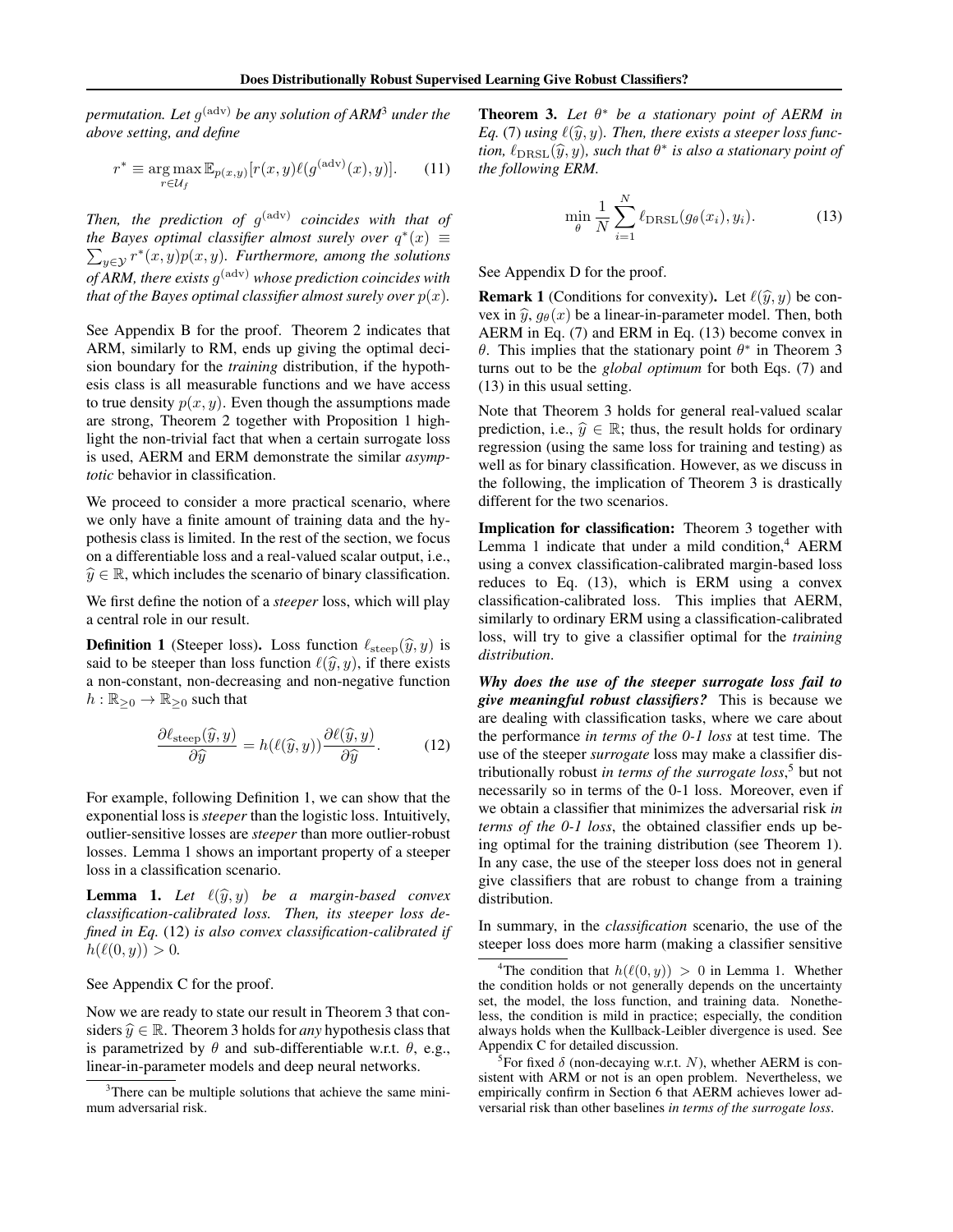*permutation. Let $g^{(\mathrm{adv})}$ be any solution of ARM*[3] *under the above setting, and define*

$$r^* \equiv \underset{r \in \mathcal{U}_f}{\arg\max}\, \mathbb{E}_{p(x,y)}[r(x,y)\ell(g^{(\mathrm{adv})}(x), y)]. \tag{11}$$

*Then, the prediction of $g^{(\mathrm{adv})}$ coincides with that of the Bayes optimal classifier almost surely over $q^*(x) \equiv \sum_{y \in \mathcal{Y}} r^*(x,y)p(x,y)$. Furthermore, among the solutions of ARM, there exists $g^{(\mathrm{adv})}$ whose prediction coincides with that of the Bayes optimal classifier almost surely over $p(x)$.*

See Appendix B for the proof. Theorem 2 indicates that ARM, similarly to RM, ends up giving the optimal decision boundary for the *training* distribution, if the hypothesis class is all measurable functions and we have access to true density $p(x, y)$. Even though the assumptions made are strong, Theorem 2 together with Proposition 1 highlight the non-trivial fact that when a certain surrogate loss is used, AERM and ERM demonstrate the similar *asymptotic* behavior in classification.

We proceed to consider a more practical scenario, where we only have a finite amount of training data and the hypothesis class is limited. In the rest of the section, we focus on a differentiable loss and a real-valued scalar output, i.e., $\widehat{y} \in \mathbb{R}$, which includes the scenario of binary classification.

We first define the notion of a *steeper* loss, which will play a central role in our result.

**Definition 1** (Steeper loss). Loss function $\ell_{\mathrm{steep}}(\widehat{y}, y)$ is said to be steeper than loss function $\ell(\widehat{y}, y)$, if there exists a non-constant, non-decreasing and non-negative function $h : \mathbb{R}_{\geq 0} \to \mathbb{R}_{\geq 0}$ such that

$$\frac{\partial \ell_{\mathrm{steep}}(\widehat{y}, y)}{\partial \widehat{y}} = h(\ell(\widehat{y}, y)) \frac{\partial \ell(\widehat{y}, y)}{\partial \widehat{y}}. \tag{12}$$

For example, following Definition 1, we can show that the exponential loss is *steeper* than the logistic loss. Intuitively, outlier-sensitive losses are *steeper* than more outlier-robust losses. Lemma 1 shows an important property of a steeper loss in a classification scenario.

**Lemma 1.** *Let $\ell(\widehat{y}, y)$ be a margin-based convex classification-calibrated loss. Then, its steeper loss defined in Eq.* (12) *is also convex classification-calibrated if $h(\ell(0, y)) > 0$.*

See Appendix C for the proof.

Now we are ready to state our result in Theorem 3 that considers $\widehat{y} \in \mathbb{R}$. Theorem 3 holds for *any* hypothesis class that is parametrized by $\theta$ and sub-differentiable w.r.t. $\theta$, e.g., linear-in-parameter models and deep neural networks.

**Theorem 3.** *Let $\theta^*$ be a stationary point of AERM in Eq.* (7) *using $\ell(\widehat{y}, y)$. Then, there exists a steeper loss function, $\ell_{\mathrm{DRSL}}(\widehat{y}, y)$, such that $\theta^*$ is also a stationary point of the following ERM.*

$$\min_{\theta} \frac{1}{N} \sum_{i=1}^{N} \ell_{\mathrm{DRSL}}(g_\theta(x_i), y_i). \tag{13}$$

See Appendix D for the proof.

**Remark 1** (Conditions for convexity). Let $\ell(\widehat{y}, y)$ be convex in $\widehat{y}$, $g_\theta(x)$ be a linear-in-parameter model. Then, both AERM in Eq. (7) and ERM in Eq. (13) become convex in $\theta$. This implies that the stationary point $\theta^*$ in Theorem 3 turns out to be the *global optimum* for both Eqs. (7) and (13) in this usual setting.

Note that Theorem 3 holds for general real-valued scalar prediction, i.e., $\widehat{y} \in \mathbb{R}$; thus, the result holds for ordinary regression (using the same loss for training and testing) as well as for binary classification. However, as we discuss in the following, the implication of Theorem 3 is drastically different for the two scenarios.

**Implication for classification:** Theorem 3 together with Lemma 1 indicate that under a mild condition,[4] AERM using a convex classification-calibrated margin-based loss reduces to Eq. (13), which is ERM using a convex classification-calibrated loss. This implies that AERM, similarly to ordinary ERM using a classification-calibrated loss, will try to give a classifier optimal for the *training distribution*.

***Why does the use of the steeper surrogate loss fail to give meaningful robust classifiers?*** This is because we are dealing with classification tasks, where we care about the performance *in terms of the 0-1 loss* at test time. The use of the steeper *surrogate* loss may make a classifier distributionally robust *in terms of the surrogate loss*,[5] but not necessarily so in terms of the 0-1 loss. Moreover, even if we obtain a classifier that minimizes the adversarial risk *in terms of the 0-1 loss*, the obtained classifier ends up being optimal for the training distribution (see Theorem 1). In any case, the use of the steeper loss does not in general give classifiers that are robust to change from a training distribution.

In summary, in the *classification* scenario, the use of the steeper loss does more harm (making a classifier sensitive

[3] There can be multiple solutions that achieve the same minimum adversarial risk.

[4] The condition that $h(\ell(0, y)) > 0$ in Lemma 1. Whether the condition holds or not generally depends on the uncertainty set, the model, the loss function, and training data. Nonetheless, the condition is mild in practice; especially, the condition always holds when the Kullback-Leibler divergence is used. See Appendix C for detailed discussion.

[5] For fixed $\delta$ (non-decaying w.r.t. $N$), whether AERM is consistent with ARM or not is an open problem. Nevertheless, we empirically confirm in Section 6 that AERM achieves lower adversarial risk than other baselines *in terms of the surrogate loss*.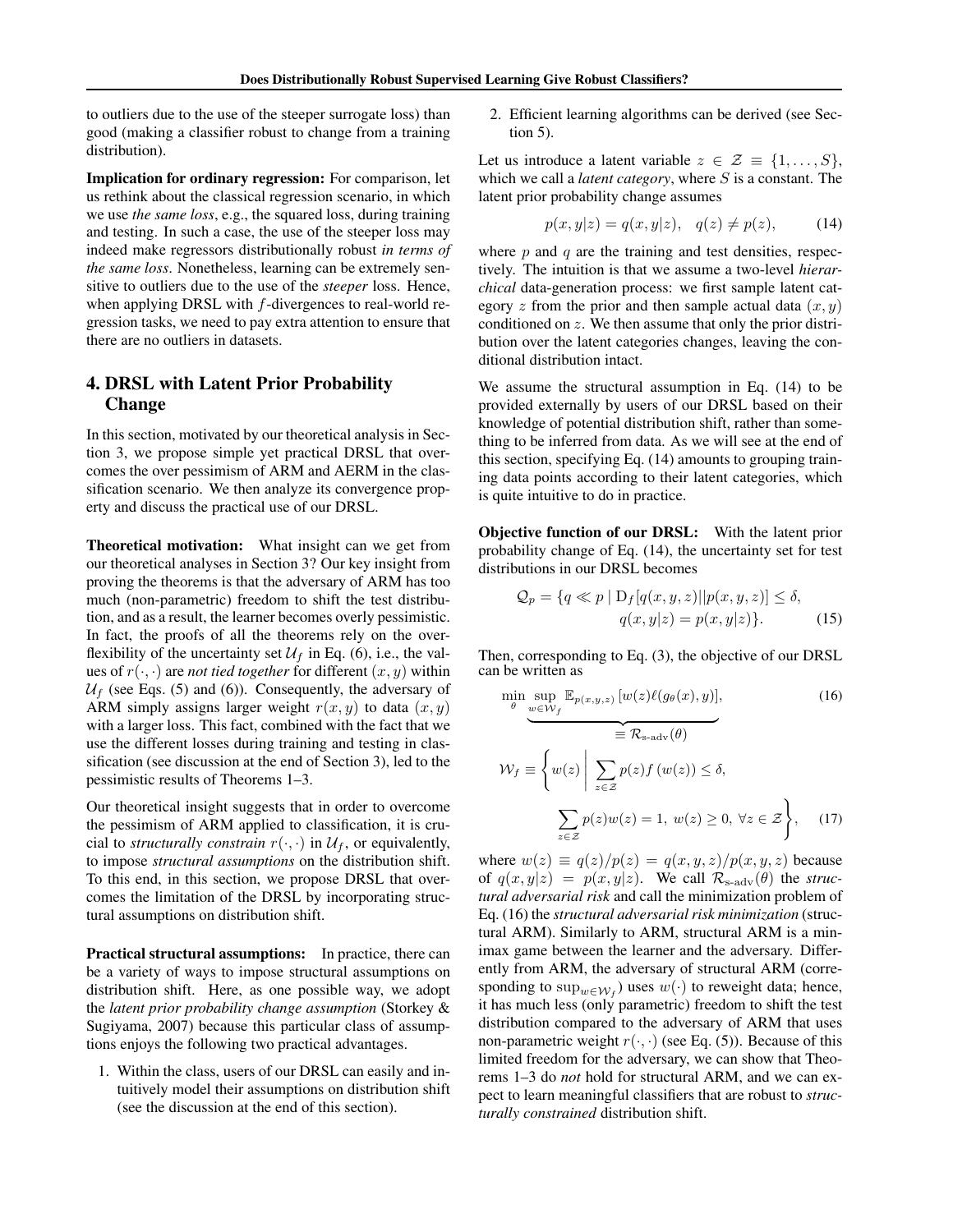to outliers due to the use of the steeper surrogate loss) than good (making a classifier robust to change from a training distribution).

**Implication for ordinary regression:** For comparison, let us rethink about the classical regression scenario, in which we use *the same loss*, e.g., the squared loss, during training and testing. In such a case, the use of the steeper loss may indeed make regressors distributionally robust *in terms of the same loss*. Nonetheless, learning can be extremely sensitive to outliers due to the use of the *steeper* loss. Hence, when applying DRSL with $f$-divergences to real-world regression tasks, we need to pay extra attention to ensure that there are no outliers in datasets.

## 4. DRSL with Latent Prior Probability Change

In this section, motivated by our theoretical analysis in Section 3, we propose simple yet practical DRSL that overcomes the over pessimism of ARM and AERM in the classification scenario. We then analyze its convergence property and discuss the practical use of our DRSL.

**Theoretical motivation:** What insight can we get from our theoretical analyses in Section 3? Our key insight from proving the theorems is that the adversary of ARM has too much (non-parametric) freedom to shift the test distribution, and as a result, the learner becomes overly pessimistic. In fact, the proofs of all the theorems rely on the overflexibility of the uncertainty set $\mathcal{U}_f$ in Eq. (6), i.e., the values of $r(\cdot, \cdot)$ are *not tied together* for different $(x, y)$ within $\mathcal{U}_f$ (see Eqs. (5) and (6)). Consequently, the adversary of ARM simply assigns larger weight $r(x, y)$ to data $(x, y)$ with a larger loss. This fact, combined with the fact that we use the different losses during training and testing in classification (see discussion at the end of Section 3), led to the pessimistic results of Theorems 1–3.

Our theoretical insight suggests that in order to overcome the pessimism of ARM applied to classification, it is crucial to *structurally constrain* $r(\cdot, \cdot)$ in $\mathcal{U}_f$, or equivalently, to impose *structural assumptions* on the distribution shift. To this end, in this section, we propose DRSL that overcomes the limitation of the DRSL by incorporating structural assumptions on distribution shift.

**Practical structural assumptions:** In practice, there can be a variety of ways to impose structural assumptions on distribution shift. Here, as one possible way, we adopt the *latent prior probability change assumption* (Storkey & Sugiyama, 2007) because this particular class of assumptions enjoys the following two practical advantages.

1. Within the class, users of our DRSL can easily and intuitively model their assumptions on distribution shift (see the discussion at the end of this section).
2. Efficient learning algorithms can be derived (see Section 5).

Let us introduce a latent variable $z \in \mathcal{Z} \equiv \{1, \ldots, S\}$, which we call a *latent category*, where $S$ is a constant. The latent prior probability change assumes

$$p(x, y|z) = q(x, y|z), \quad q(z) \neq p(z), \tag{14}$$

where $p$ and $q$ are the training and test densities, respectively. The intuition is that we assume a two-level *hierarchical* data-generation process: we first sample latent category $z$ from the prior and then sample actual data $(x, y)$ conditioned on $z$. We then assume that only the prior distribution over the latent categories changes, leaving the conditional distribution intact.

We assume the structural assumption in Eq. (14) to be provided externally by users of our DRSL based on their knowledge of potential distribution shift, rather than something to be inferred from data. As we will see at the end of this section, specifying Eq. (14) amounts to grouping training data points according to their latent categories, which is quite intuitive to do in practice.

**Objective function of our DRSL:** With the latent prior probability change of Eq. (14), the uncertainty set for test distributions in our DRSL becomes

$$\mathcal{Q}_p = \{q \ll p \mid \mathrm{D}_f[q(x, y, z)||p(x, y, z)] \leq \delta, \\ q(x, y|z) = p(x, y|z)\}. \tag{15}$$

Then, corresponding to Eq. (3), the objective of our DRSL can be written as

$$\min_{\theta} \underbrace{\sup_{w \in \mathcal{W}_f} \mathbb{E}_{p(x,y,z)} [w(z)\ell(g_\theta(x), y)]}_{\equiv \mathcal{R}_{\text{s-adv}}(\theta)}, \tag{16}$$

$$\mathcal{W}_f \equiv \left\{ w(z) \;\middle|\; \sum_{z \in \mathcal{Z}} p(z) f(w(z)) \leq \delta, \right. \\ \left. \sum_{z \in \mathcal{Z}} p(z) w(z) = 1,\ w(z) \geq 0,\ \forall z \in \mathcal{Z} \right\}, \tag{17}$$

where $w(z) \equiv q(z)/p(z) = q(x, y, z)/p(x, y, z)$ because of $q(x, y|z) = p(x, y|z)$. We call $\mathcal{R}_{\text{s-adv}}(\theta)$ the *structural adversarial risk* and call the minimization problem of Eq. (16) the *structural adversarial risk minimization* (structural ARM). Similarly to ARM, structural ARM is a minimax game between the learner and the adversary. Differently from ARM, the adversary of structural ARM (corresponding to $\sup_{w \in \mathcal{W}_f}$) uses $w(\cdot)$ to reweight data; hence, it has much less (only parametric) freedom to shift the test distribution compared to the adversary of ARM that uses non-parametric weight $r(\cdot, \cdot)$ (see Eq. (5)). Because of this limited freedom for the adversary, we can show that Theorems 1–3 do *not* hold for structural ARM, and we can expect to learn meaningful classifiers that are robust to *structurally constrained* distribution shift.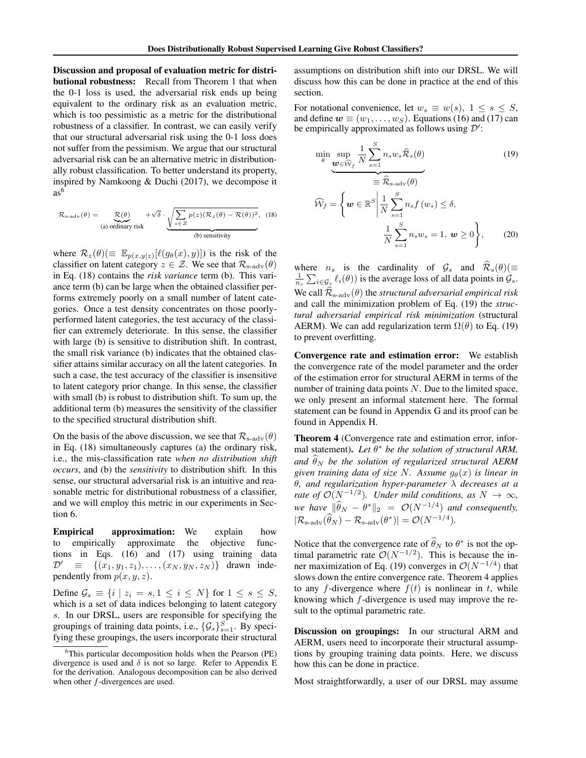**Discussion and proposal of evaluation metric for distributional robustness:** Recall from Theorem 1 that when the 0-1 loss is used, the adversarial risk ends up being equivalent to the ordinary risk as an evaluation metric, which is too pessimistic as a metric for the distributional robustness of a classifier. In contrast, we can easily verify that our structural adversarial risk using the 0-1 loss does not suffer from the pessimism. We argue that our structural adversarial risk can be an alternative metric in distributionally robust classification. To better understand its property, inspired by Namkoong & Duchi (2017), we decompose it as[6]

$$\mathcal{R}_{\text{s-adv}}(\theta) = \underbrace{\mathcal{R}(\theta)}_{\text{(a) ordinary risk}} + \sqrt{\delta} \cdot \underbrace{\sqrt{\sum_{z \in \mathcal{Z}} p(z)(\mathcal{R}_z(\theta) - \mathcal{R}(\theta))^2}}_{\text{(b) sensitivity}}, \quad (18)$$

where $\mathcal{R}_z(\theta) (\equiv \mathbb{E}_{p(x,y|z)}[\ell(g_\theta(x), y)])$ is the risk of the classifier on latent category $z \in \mathcal{Z}$. We see that $\mathcal{R}_{\text{s-adv}}(\theta)$ in Eq. (18) contains the *risk variance* term (b). This variance term (b) can be large when the obtained classifier performs extremely poorly on a small number of latent categories. Once a test density concentrates on those poorly-performed latent categories, the test accuracy of the classifier can extremely deteriorate. In this sense, the classifier with large (b) is sensitive to distribution shift. In contrast, the small risk variance (b) indicates that the obtained classifier attains similar accuracy on all the latent categories. In such a case, the test accuracy of the classifier is insensitive to latent category prior change. In this sense, the classifier with small (b) is robust to distribution shift. To sum up, the additional term (b) measures the sensitivity of the classifier to the specified structural distribution shift.

On the basis of the above discussion, we see that $\mathcal{R}_{\text{s-adv}}(\theta)$ in Eq. (18) simultaneously captures (a) the ordinary risk, i.e., the mis-classification rate *when no distribution shift occurs*, and (b) the *sensitivity* to distribution shift. In this sense, our structural adversarial risk is an intuitive and reasonable metric for distributional robustness of a classifier, and we will employ this metric in our experiments in Section 6.

**Empirical approximation:** We explain how to empirically approximate the objective functions in Eqs. (16) and (17) using training data $\mathcal{D}' \equiv \{(x_1, y_1, z_1), \ldots, (x_N, y_N, z_N)\}$ drawn independently from $p(x, y, z)$.

Define $\mathcal{G}_s \equiv \{i \mid z_i = s, 1 \leq i \leq N\}$ for $1 \leq s \leq S$, which is a set of data indices belonging to latent category $s$. In our DRSL, users are responsible for specifying the groupings of training data points, i.e., $\{\mathcal{G}_s\}_{s=1}^S$. By specifying these groupings, the users incorporate their structural assumptions on distribution shift into our DRSL. We will discuss how this can be done in practice at the end of this section.

For notational convenience, let $w_s \equiv w(s), \ 1 \leq s \leq S$, and define $\boldsymbol{w} \equiv (w_1, \ldots, w_S)$. Equations (16) and (17) can be empirically approximated as follows using $\mathcal{D}'$:

$$\min_\theta \underbrace{\sup_{\boldsymbol{w} \in \widehat{\mathcal{W}}_f} \frac{1}{N} \sum_{s=1}^S n_s w_s \widehat{\mathcal{R}}_s(\theta)}_{\equiv \widehat{\mathcal{R}}_{\text{s-adv}}(\theta)} \quad (19)$$

$$\widehat{\mathcal{W}}_f = \left\{ \boldsymbol{w} \in \mathbb{R}^S \middle| \frac{1}{N} \sum_{s=1}^S n_s f(w_s) \leq \delta, \ \frac{1}{N} \sum_{s=1}^S n_s w_s = 1, \ \boldsymbol{w} \geq 0 \right\}, \quad (20)$$

where $n_s$ is the cardinality of $\mathcal{G}_s$ and $\widehat{\mathcal{R}}_s(\theta) (\equiv \frac{1}{n_s} \sum_{i \in \mathcal{G}_s} \ell_i(\theta))$ is the average loss of all data points in $\mathcal{G}_s$. We call $\widehat{\mathcal{R}}_{\text{s-adv}}(\theta)$ the *structural adversarial empirical risk* and call the minimization problem of Eq. (19) the *structural adversarial empirical risk minimization* (structural AERM). We can add regularization term $\Omega(\theta)$ to Eq. (19) to prevent overfitting.

**Convergence rate and estimation error:** We establish the convergence rate of the model parameter and the order of the estimation error for structural AERM in terms of the number of training data points $N$. Due to the limited space, we only present an informal statement here. The formal statement can be found in Appendix G and its proof can be found in Appendix H.

**Theorem 4** (Convergence rate and estimation error, informal statement)**.** *Let $\theta^*$ be the solution of structural ARM, and $\widehat{\theta}_N$ be the solution of regularized structural AERM given training data of size $N$. Assume $g_\theta(x)$ is linear in $\theta$, and regularization hyper-parameter $\lambda$ decreases at a rate of $\mathcal{O}(N^{-1/2})$. Under mild conditions, as $N \to \infty$, we have $\|\widehat{\theta}_N - \theta^*\|_2 = \mathcal{O}(N^{-1/4})$ and consequently, $|\mathcal{R}_{\text{s-adv}}(\widehat{\theta}_N) - \mathcal{R}_{\text{s-adv}}(\theta^*)| = \mathcal{O}(N^{-1/4})$.*

Notice that the convergence rate of $\widehat{\theta}_N$ to $\theta^*$ is not the optimal parametric rate $\mathcal{O}(N^{-1/2})$. This is because the inner maximization of Eq. (19) converges in $\mathcal{O}(N^{-1/4})$ that slows down the entire convergence rate. Theorem 4 applies to any $f$-divergence where $f(t)$ is nonlinear in $t$, while knowing which $f$-divergence is used may improve the result to the optimal parametric rate.

**Discussion on groupings:** In our structural ARM and AERM, users need to incorporate their structural assumptions by grouping training data points. Here, we discuss how this can be done in practice.

Most straightforwardly, a user of our DRSL may assume

[6] This particular decomposition holds when the Pearson (PE) divergence is used and $\delta$ is not so large. Refer to Appendix E for the derivation. Analogous decomposition can be also derived when other $f$-divergences are used.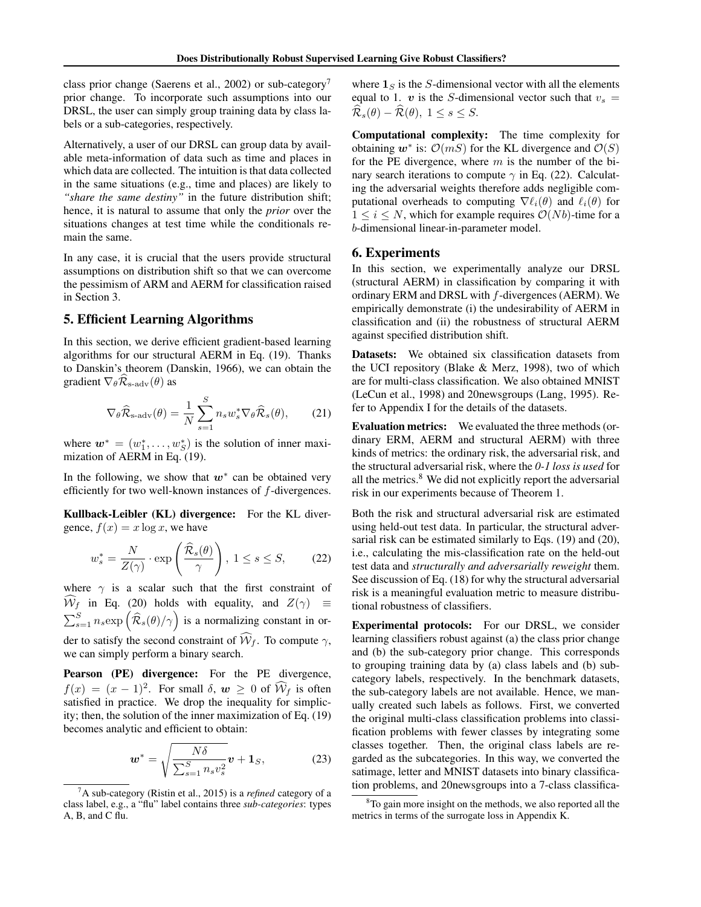class prior change (Saerens et al., 2002) or sub-category[7] prior change. To incorporate such assumptions into our DRSL, the user can simply group training data by class labels or a sub-categories, respectively.

Alternatively, a user of our DRSL can group data by available meta-information of data such as time and places in which data are collected. The intuition is that data collected in the same situations (e.g., time and places) are likely to *"share the same destiny"* in the future distribution shift; hence, it is natural to assume that only the *prior* over the situations changes at test time while the conditionals remain the same.

In any case, it is crucial that the users provide structural assumptions on distribution shift so that we can overcome the pessimism of ARM and AERM for classification raised in Section 3.

## 5. Efficient Learning Algorithms

In this section, we derive efficient gradient-based learning algorithms for our structural AERM in Eq. (19). Thanks to Danskin's theorem (Danskin, 1966), we can obtain the gradient $\nabla_\theta \widehat{\mathcal{R}}_{\text{s-adv}}(\theta)$ as

$$\nabla_\theta \widehat{\mathcal{R}}_{\text{s-adv}}(\theta) = \frac{1}{N} \sum_{s=1}^{S} n_s w_s^* \nabla_\theta \widehat{\mathcal{R}}_s(\theta), \tag{21}$$

where $\boldsymbol{w}^* = (w_1^*, \ldots, w_S^*)$ is the solution of inner maximization of AERM in Eq. (19).

In the following, we show that $\boldsymbol{w}^*$ can be obtained very efficiently for two well-known instances of $f$-divergences.

**Kullback-Leibler (KL) divergence:** For the KL divergence, $f(x) = x \log x$, we have

$$w_s^* = \frac{N}{Z(\gamma)} \cdot \exp\left(\frac{\widehat{\mathcal{R}}_s(\theta)}{\gamma}\right), \ 1 \le s \le S, \tag{22}$$

where $\gamma$ is a scalar such that the first constraint of $\widehat{\mathcal{W}}_f$ in Eq. (20) holds with equality, and $Z(\gamma) \equiv \sum_{s=1}^{S} n_s \exp\left(\widehat{\mathcal{R}}_s(\theta)/\gamma\right)$ is a normalizing constant in order to satisfy the second constraint of $\widehat{\mathcal{W}}_f$. To compute $\gamma$, we can simply perform a binary search.

**Pearson (PE) divergence:** For the PE divergence, $f(x) = (x-1)^2$. For small $\delta$, $\boldsymbol{w} \ge 0$ of $\widehat{\mathcal{W}}_f$ is often satisfied in practice. We drop the inequality for simplicity; then, the solution of the inner maximization of Eq. (19) becomes analytic and efficient to obtain:

$$\boldsymbol{w}^* = \sqrt{\frac{N\delta}{\sum_{s=1}^{S} n_s v_s^2}} \boldsymbol{v} + \boldsymbol{1}_S, \tag{23}$$

where $\boldsymbol{1}_S$ is the $S$-dimensional vector with all the elements equal to 1. $\boldsymbol{v}$ is the $S$-dimensional vector such that $v_s = \widehat{\mathcal{R}}_s(\theta) - \widehat{\mathcal{R}}(\theta)$, $1 \le s \le S$.

**Computational complexity:** The time complexity for obtaining $\boldsymbol{w}^*$ is: $\mathcal{O}(mS)$ for the KL divergence and $\mathcal{O}(S)$ for the PE divergence, where $m$ is the number of the binary search iterations to compute $\gamma$ in Eq. (22). Calculating the adversarial weights therefore adds negligible computational overheads to computing $\nabla \ell_i(\theta)$ and $\ell_i(\theta)$ for $1 \le i \le N$, which for example requires $\mathcal{O}(Nb)$-time for a $b$-dimensional linear-in-parameter model.

## 6. Experiments

In this section, we experimentally analyze our DRSL (structural AERM) in classification by comparing it with ordinary ERM and DRSL with $f$-divergences (AERM). We empirically demonstrate (i) the undesirability of AERM in classification and (ii) the robustness of structural AERM against specified distribution shift.

**Datasets:** We obtained six classification datasets from the UCI repository (Blake & Merz, 1998), two of which are for multi-class classification. We also obtained MNIST (LeCun et al., 1998) and 20newsgroups (Lang, 1995). Refer to Appendix I for the details of the datasets.

**Evaluation metrics:** We evaluated the three methods (ordinary ERM, AERM and structural AERM) with three kinds of metrics: the ordinary risk, the adversarial risk, and the structural adversarial risk, where the *0-1 loss is used* for all the metrics.[8] We did not explicitly report the adversarial risk in our experiments because of Theorem 1.

Both the risk and structural adversarial risk are estimated using held-out test data. In particular, the structural adversarial risk can be estimated similarly to Eqs. (19) and (20), i.e., calculating the mis-classification rate on the held-out test data and *structurally and adversarially reweight* them. See discussion of Eq. (18) for why the structural adversarial risk is a meaningful evaluation metric to measure distributional robustness of classifiers.

**Experimental protocols:** For our DRSL, we consider learning classifiers robust against (a) the class prior change and (b) the sub-category prior change. This corresponds to grouping training data by (a) class labels and (b) sub-category labels, respectively. In the benchmark datasets, the sub-category labels are not available. Hence, we manually created such labels as follows. First, we converted the original multi-class classification problems into classification problems with fewer classes by integrating some classes together. Then, the original class labels are regarded as the subcategories. In this way, we converted the satimage, letter and MNIST datasets into binary classification problems, and 20newsgroups into a 7-class classifica-

[7] A sub-category (Ristin et al., 2015) is a *refined* category of a class label, e.g., a "flu" label contains three *sub-categories*: types A, B, and C flu.

[8] To gain more insight on the methods, we also reported all the metrics in terms of the surrogate loss in Appendix K.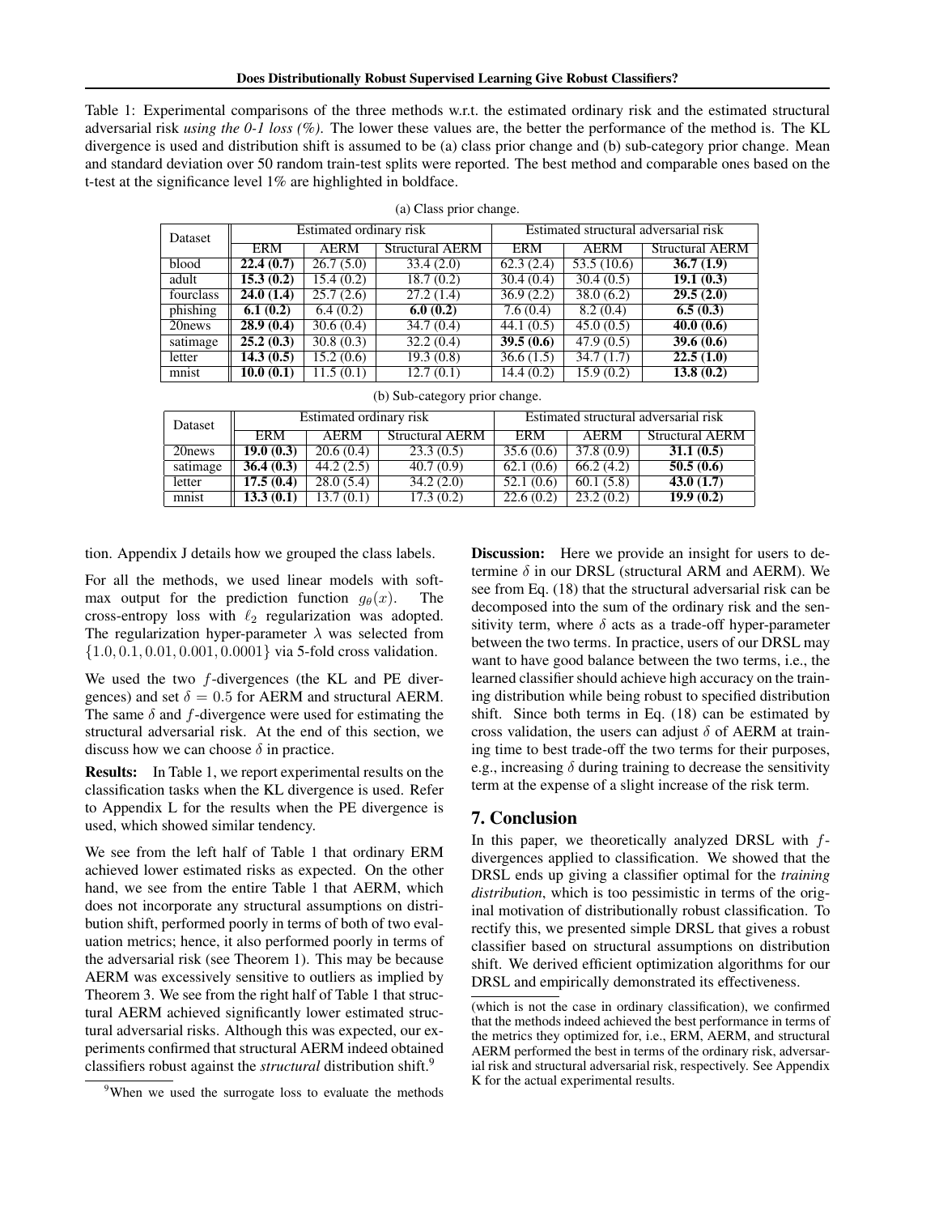Table 1: Experimental comparisons of the three methods w.r.t. the estimated ordinary risk and the estimated structural adversarial risk *using the 0-1 loss (%).* The lower these values are, the better the performance of the method is. The KL divergence is used and distribution shift is assumed to be (a) class prior change and (b) sub-category prior change. Mean and standard deviation over 50 random train-test splits were reported. The best method and comparable ones based on the t-test at the significance level 1% are highlighted in boldface.

(a) Class prior change.

| Dataset | Estimated ordinary risk | | | Estimated structural adversarial risk | | |
|---|---|---|---|---|---|---|
| | ERM | AERM | Structural AERM | ERM | AERM | Structural AERM |
| blood | **22.4 (0.7)** | 26.7 (5.0) | 33.4 (2.0) | 62.3 (2.4) | 53.5 (10.6) | **36.7 (1.9)** |
| adult | **15.3 (0.2)** | 15.4 (0.2) | 18.7 (0.2) | 30.4 (0.4) | 30.4 (0.5) | **19.1 (0.3)** |
| fourclass | **24.0 (1.4)** | 25.7 (2.6) | 27.2 (1.4) | 36.9 (2.2) | 38.0 (6.2) | **29.5 (2.0)** |
| phishing | **6.1 (0.2)** | 6.4 (0.2) | **6.0 (0.2)** | 7.6 (0.4) | 8.2 (0.4) | **6.5 (0.3)** |
| 20news | **28.9 (0.4)** | 30.6 (0.4) | 34.7 (0.4) | 44.1 (0.5) | 45.0 (0.5) | **40.0 (0.6)** |
| satimage | **25.2 (0.3)** | 30.8 (0.3) | 32.2 (0.4) | **39.5 (0.6)** | 47.9 (0.5) | **39.6 (0.6)** |
| letter | **14.3 (0.5)** | 15.2 (0.6) | 19.3 (0.8) | 36.6 (1.5) | 34.7 (1.7) | **22.5 (1.0)** |
| mnist | **10.0 (0.1)** | 11.5 (0.1) | 12.7 (0.1) | 14.4 (0.2) | 15.9 (0.2) | **13.8 (0.2)** |

(b) Sub-category prior change.

| Dataset | Estimated ordinary risk | | | Estimated structural adversarial risk | | |
|---|---|---|---|---|---|---|
| | ERM | AERM | Structural AERM | ERM | AERM | Structural AERM |
| 20news | **19.0 (0.3)** | 20.6 (0.4) | 23.3 (0.5) | 35.6 (0.6) | 37.8 (0.9) | **31.1 (0.5)** |
| satimage | **36.4 (0.3)** | 44.2 (2.5) | 40.7 (0.9) | 62.1 (0.6) | 66.2 (4.2) | **50.5 (0.6)** |
| letter | **17.5 (0.4)** | 28.0 (5.4) | 34.2 (2.0) | 52.1 (0.6) | 60.1 (5.8) | **43.0 (1.7)** |
| mnist | **13.3 (0.1)** | 13.7 (0.1) | 17.3 (0.2) | 22.6 (0.2) | 23.2 (0.2) | **19.9 (0.2)** |

tion. Appendix J details how we grouped the class labels.

For all the methods, we used linear models with softmax output for the prediction function $g_\theta(x)$. The cross-entropy loss with $\ell_2$ regularization was adopted. The regularization hyper-parameter $\lambda$ was selected from $\{1.0, 0.1, 0.01, 0.001, 0.0001\}$ via 5-fold cross validation.

We used the two $f$-divergences (the KL and PE divergences) and set $\delta = 0.5$ for AERM and structural AERM. The same $\delta$ and $f$-divergence were used for estimating the structural adversarial risk. At the end of this section, we discuss how we can choose $\delta$ in practice.

**Results:** In Table 1, we report experimental results on the classification tasks when the KL divergence is used. Refer to Appendix L for the results when the PE divergence is used, which showed similar tendency.

We see from the left half of Table 1 that ordinary ERM achieved lower estimated risks as expected. On the other hand, we see from the entire Table 1 that AERM, which does not incorporate any structural assumptions on distribution shift, performed poorly in terms of both of two evaluation metrics; hence, it also performed poorly in terms of the adversarial risk (see Theorem 1). This may be because AERM was excessively sensitive to outliers as implied by Theorem 3. We see from the right half of Table 1 that structural AERM achieved significantly lower estimated structural adversarial risks. Although this was expected, our experiments confirmed that structural AERM indeed obtained classifiers robust against the *structural* distribution shift.[9]

**Discussion:** Here we provide an insight for users to determine $\delta$ in our DRSL (structural ARM and AERM). We see from Eq. (18) that the structural adversarial risk can be decomposed into the sum of the ordinary risk and the sensitivity term, where $\delta$ acts as a trade-off hyper-parameter between the two terms. In practice, users of our DRSL may want to have good balance between the two terms, i.e., the learned classifier should achieve high accuracy on the training distribution while being robust to specified distribution shift. Since both terms in Eq. (18) can be estimated by cross validation, the users can adjust $\delta$ of AERM at training time to best trade-off the two terms for their purposes, e.g., increasing $\delta$ during training to decrease the sensitivity term at the expense of a slight increase of the risk term.

## 7. Conclusion

In this paper, we theoretically analyzed DRSL with $f$-divergences applied to classification. We showed that the DRSL ends up giving a classifier optimal for the *training distribution*, which is too pessimistic in terms of the original motivation of distributionally robust classification. To rectify this, we presented simple DRSL that gives a robust classifier based on structural assumptions on distribution shift. We derived efficient optimization algorithms for our DRSL and empirically demonstrated its effectiveness.

[9] When we used the surrogate loss to evaluate the methods (which is not the case in ordinary classification), we confirmed that the methods indeed achieved the best performance in terms of the metrics they optimized for, i.e., ERM, AERM, and structural AERM performed the best in terms of the ordinary risk, adversarial risk and structural adversarial risk, respectively. See Appendix K for the actual experimental results.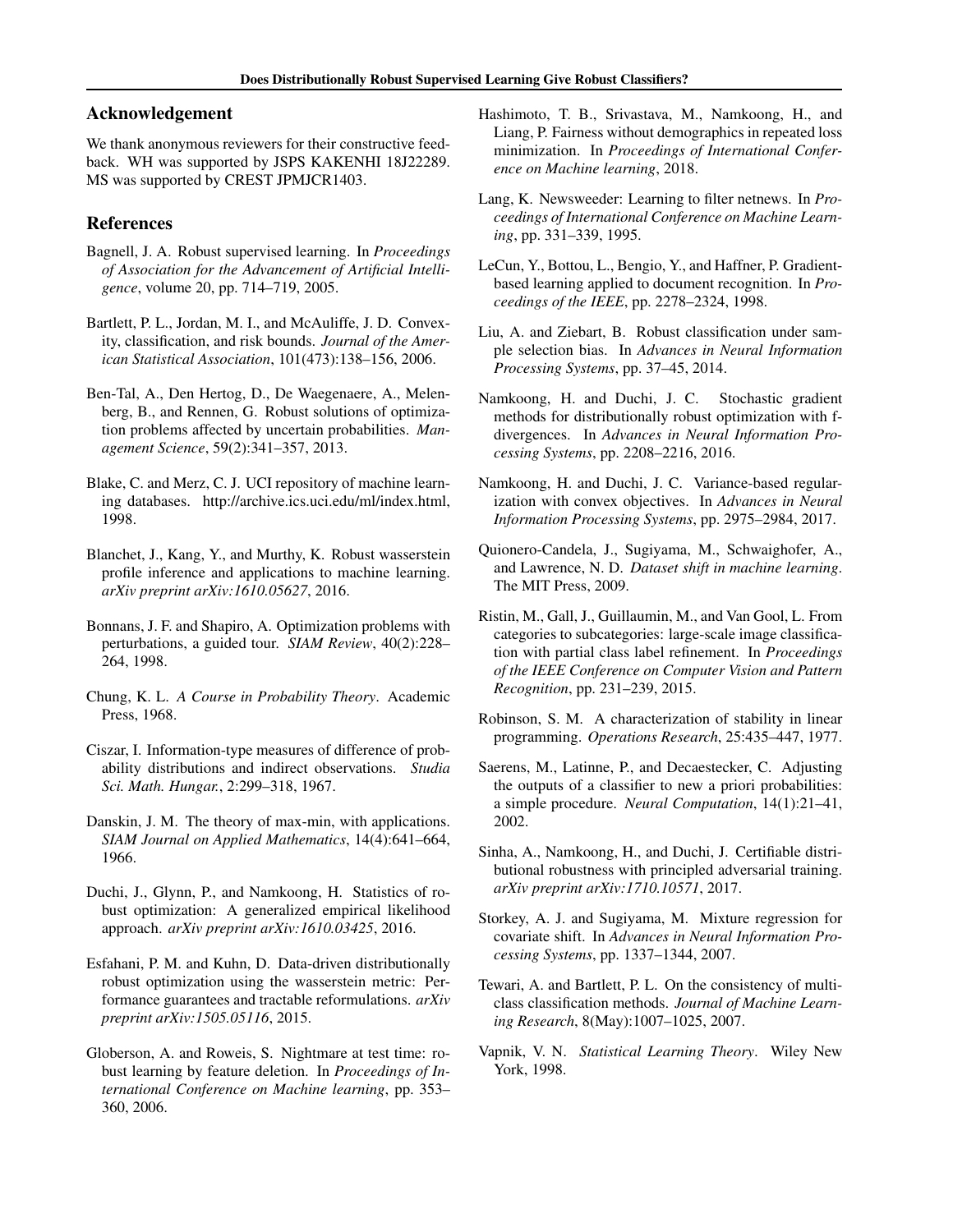## Acknowledgement

We thank anonymous reviewers for their constructive feedback. WH was supported by JSPS KAKENHI 18J22289. MS was supported by CREST JPMJCR1403.

## References

Bagnell, J. A. Robust supervised learning. In *Proceedings of Association for the Advancement of Artificial Intelligence*, volume 20, pp. 714–719, 2005.

Bartlett, P. L., Jordan, M. I., and McAuliffe, J. D. Convexity, classification, and risk bounds. *Journal of the American Statistical Association*, 101(473):138–156, 2006.

Ben-Tal, A., Den Hertog, D., De Waegenaere, A., Melenberg, B., and Rennen, G. Robust solutions of optimization problems affected by uncertain probabilities. *Management Science*, 59(2):341–357, 2013.

Blake, C. and Merz, C. J. UCI repository of machine learning databases. http://archive.ics.uci.edu/ml/index.html, 1998.

Blanchet, J., Kang, Y., and Murthy, K. Robust wasserstein profile inference and applications to machine learning. *arXiv preprint arXiv:1610.05627*, 2016.

Bonnans, J. F. and Shapiro, A. Optimization problems with perturbations, a guided tour. *SIAM Review*, 40(2):228–264, 1998.

Chung, K. L. *A Course in Probability Theory*. Academic Press, 1968.

Ciszar, I. Information-type measures of difference of probability distributions and indirect observations. *Studia Sci. Math. Hungar.*, 2:299–318, 1967.

Danskin, J. M. The theory of max-min, with applications. *SIAM Journal on Applied Mathematics*, 14(4):641–664, 1966.

Duchi, J., Glynn, P., and Namkoong, H. Statistics of robust optimization: A generalized empirical likelihood approach. *arXiv preprint arXiv:1610.03425*, 2016.

Esfahani, P. M. and Kuhn, D. Data-driven distributionally robust optimization using the wasserstein metric: Performance guarantees and tractable reformulations. *arXiv preprint arXiv:1505.05116*, 2015.

Globerson, A. and Roweis, S. Nightmare at test time: robust learning by feature deletion. In *Proceedings of International Conference on Machine learning*, pp. 353–360, 2006.

Hashimoto, T. B., Srivastava, M., Namkoong, H., and Liang, P. Fairness without demographics in repeated loss minimization. In *Proceedings of International Conference on Machine learning*, 2018.

Lang, K. Newsweeder: Learning to filter netnews. In *Proceedings of International Conference on Machine Learning*, pp. 331–339, 1995.

LeCun, Y., Bottou, L., Bengio, Y., and Haffner, P. Gradient-based learning applied to document recognition. In *Proceedings of the IEEE*, pp. 2278–2324, 1998.

Liu, A. and Ziebart, B. Robust classification under sample selection bias. In *Advances in Neural Information Processing Systems*, pp. 37–45, 2014.

Namkoong, H. and Duchi, J. C. Stochastic gradient methods for distributionally robust optimization with f-divergences. In *Advances in Neural Information Processing Systems*, pp. 2208–2216, 2016.

Namkoong, H. and Duchi, J. C. Variance-based regularization with convex objectives. In *Advances in Neural Information Processing Systems*, pp. 2975–2984, 2017.

Quionero-Candela, J., Sugiyama, M., Schwaighofer, A., and Lawrence, N. D. *Dataset shift in machine learning*. The MIT Press, 2009.

Ristin, M., Gall, J., Guillaumin, M., and Van Gool, L. From categories to subcategories: large-scale image classification with partial class label refinement. In *Proceedings of the IEEE Conference on Computer Vision and Pattern Recognition*, pp. 231–239, 2015.

Robinson, S. M. A characterization of stability in linear programming. *Operations Research*, 25:435–447, 1977.

Saerens, M., Latinne, P., and Decaestecker, C. Adjusting the outputs of a classifier to new a priori probabilities: a simple procedure. *Neural Computation*, 14(1):21–41, 2002.

Sinha, A., Namkoong, H., and Duchi, J. Certifiable distributional robustness with principled adversarial training. *arXiv preprint arXiv:1710.10571*, 2017.

Storkey, A. J. and Sugiyama, M. Mixture regression for covariate shift. In *Advances in Neural Information Processing Systems*, pp. 1337–1344, 2007.

Tewari, A. and Bartlett, P. L. On the consistency of multiclass classification methods. *Journal of Machine Learning Research*, 8(May):1007–1025, 2007.

Vapnik, V. N. *Statistical Learning Theory*. Wiley New York, 1998.